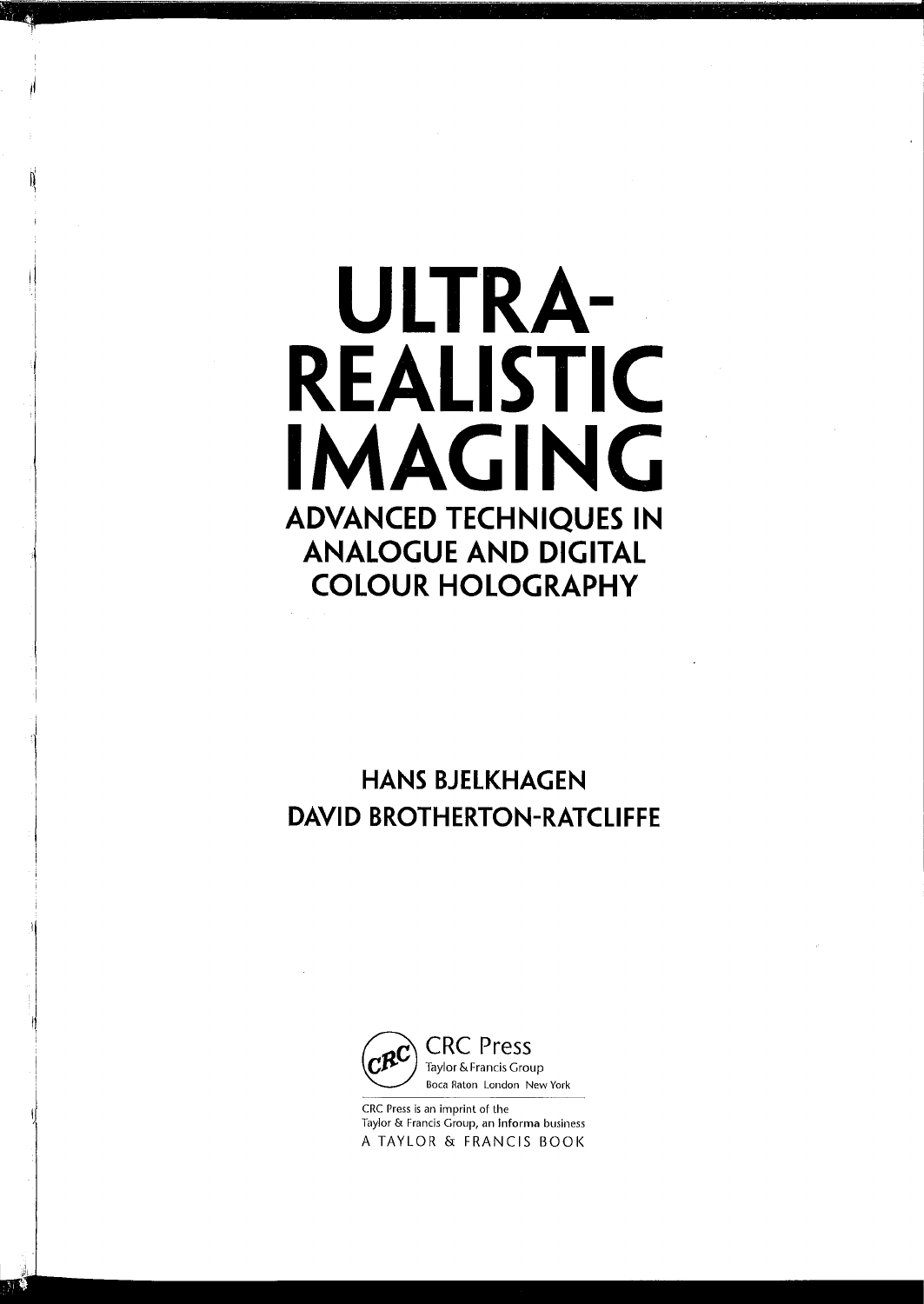# ULTRA-REALISTIC IMAGING

## ADVANCED TECHNIQUES IN ANALOGUE AND DIGITAL COLOUR HOLOGRAPHY

**HANS BJELKHAGEN**

**DAVID BROTHERTON-RATCLIFFE**

CRC Press
Taylor & Francis Group
Boca Raton London New York

CRC Press is an imprint of the
Taylor & Francis Group, an Informa business
A TAYLOR & FRANCIS BOOK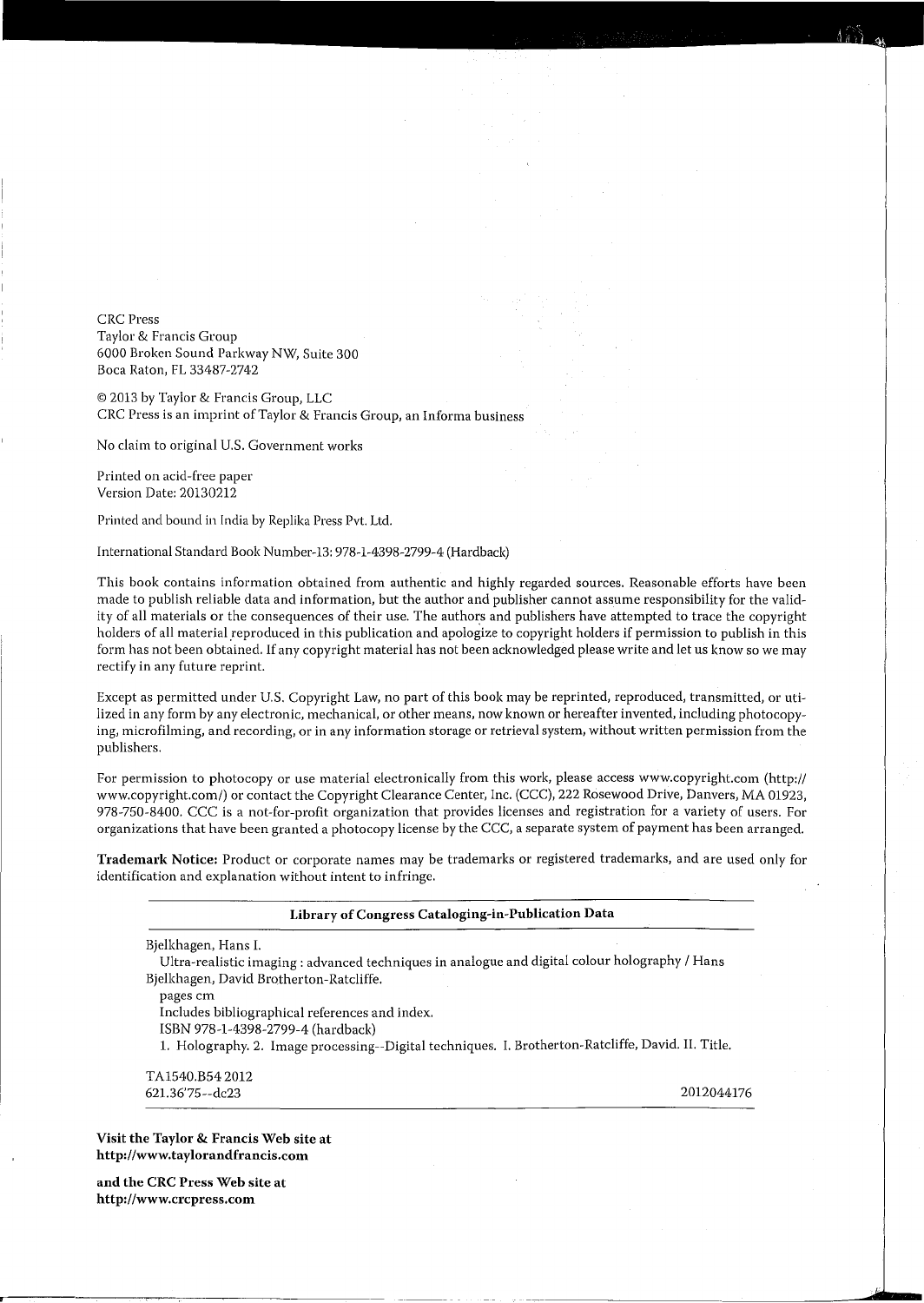CRC Press
Taylor & Francis Group
6000 Broken Sound Parkway NW, Suite 300
Boca Raton, FL 33487-2742

© 2013 by Taylor & Francis Group, LLC
CRC Press is an imprint of Taylor & Francis Group, an Informa business

No claim to original U.S. Government works

Printed on acid-free paper
Version Date: 20130212

Printed and bound in India by Replika Press Pvt. Ltd.

International Standard Book Number-13: 978-1-4398-2799-4 (Hardback)

This book contains information obtained from authentic and highly regarded sources. Reasonable efforts have been made to publish reliable data and information, but the author and publisher cannot assume responsibility for the validity of all materials or the consequences of their use. The authors and publishers have attempted to trace the copyright holders of all material reproduced in this publication and apologize to copyright holders if permission to publish in this form has not been obtained. If any copyright material has not been acknowledged please write and let us know so we may rectify in any future reprint.

Except as permitted under U.S. Copyright Law, no part of this book may be reprinted, reproduced, transmitted, or utilized in any form by any electronic, mechanical, or other means, now known or hereafter invented, including photocopying, microfilming, and recording, or in any information storage or retrieval system, without written permission from the publishers.

For permission to photocopy or use material electronically from this work, please access www.copyright.com (http://www.copyright.com/) or contact the Copyright Clearance Center, Inc. (CCC), 222 Rosewood Drive, Danvers, MA 01923, 978-750-8400. CCC is a not-for-profit organization that provides licenses and registration for a variety of users. For organizations that have been granted a photocopy license by the CCC, a separate system of payment has been arranged.

**Trademark Notice:** Product or corporate names may be trademarks or registered trademarks, and are used only for identification and explanation without intent to infringe.

---

**Library of Congress Cataloging-in-Publication Data**

---

Bjelkhagen, Hans I.
Ultra-realistic imaging : advanced techniques in analogue and digital colour holography / Hans Bjelkhagen, David Brotherton-Ratcliffe.
pages cm
Includes bibliographical references and index.
ISBN 978-1-4398-2799-4 (hardback)
1. Holography. 2. Image processing--Digital techniques. I. Brotherton-Ratcliffe, David. II. Title.

TA1540.B54 2012
621.36'75--dc23 2012044176

---

**Visit the Taylor & Francis Web site at**
**http://www.taylorandfrancis.com**

**and the CRC Press Web site at**
**http://www.crcpress.com**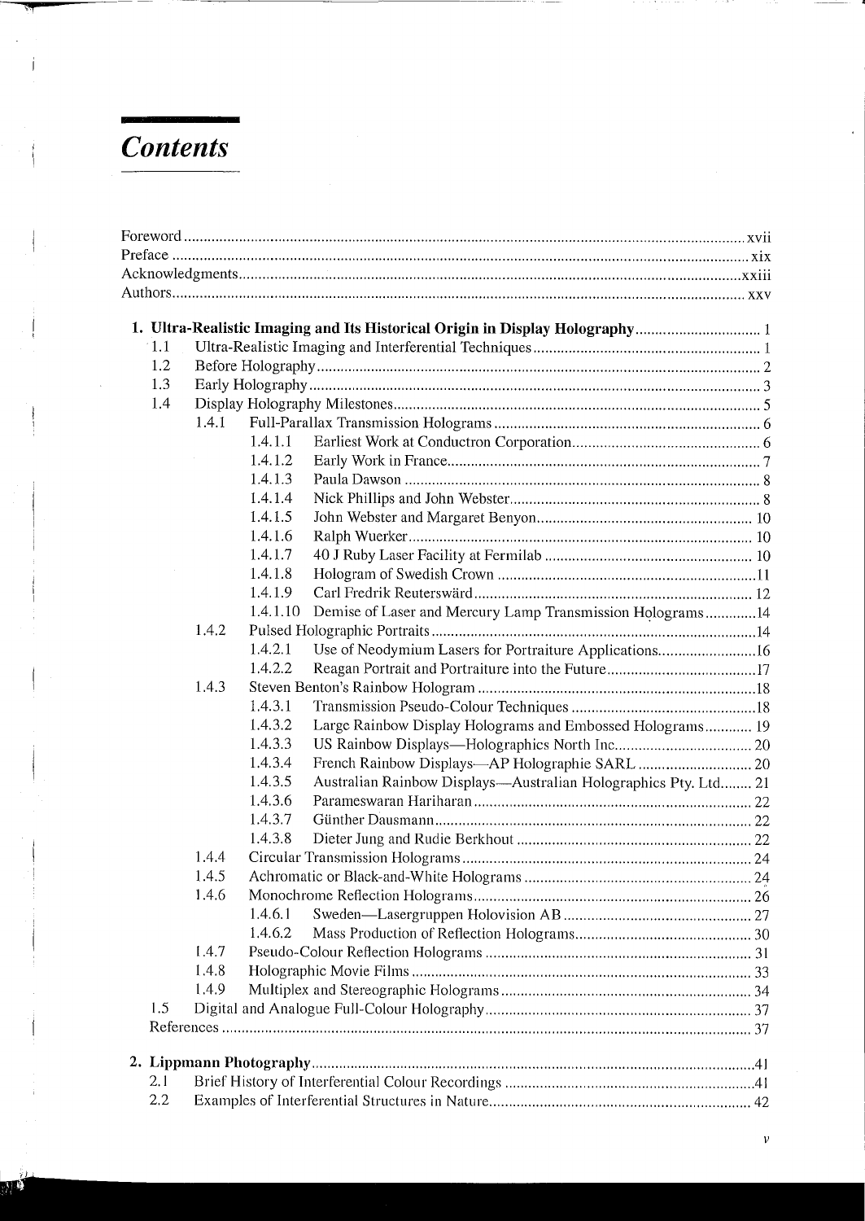# *Contents*

Foreword ... xvii
Preface ... xix
Acknowledgments ... xxiii
Authors ... xxv

**1. Ultra-Realistic Imaging and Its Historical Origin in Display Holography ... 1**

- 1.1 Ultra-Realistic Imaging and Interferential Techniques ... 1
- 1.2 Before Holography ... 2
- 1.3 Early Holography ... 3
- 1.4 Display Holography Milestones ... 5
  - 1.4.1 Full-Parallax Transmission Holograms ... 6
    - 1.4.1.1 Earliest Work at Conductron Corporation ... 6
    - 1.4.1.2 Early Work in France ... 7
    - 1.4.1.3 Paula Dawson ... 8
    - 1.4.1.4 Nick Phillips and John Webster ... 8
    - 1.4.1.5 John Webster and Margaret Benyon ... 10
    - 1.4.1.6 Ralph Wuerker ... 10
    - 1.4.1.7 40 J Ruby Laser Facility at Fermilab ... 10
    - 1.4.1.8 Hologram of Swedish Crown ... 11
    - 1.4.1.9 Carl Fredrik Reuterswärd ... 12
    - 1.4.1.10 Demise of Laser and Mercury Lamp Transmission Holograms ... 14
  - 1.4.2 Pulsed Holographic Portraits ... 14
    - 1.4.2.1 Use of Neodymium Lasers for Portraiture Applications ... 16
    - 1.4.2.2 Reagan Portrait and Portraiture into the Future ... 17
  - 1.4.3 Steven Benton's Rainbow Hologram ... 18
    - 1.4.3.1 Transmission Pseudo-Colour Techniques ... 18
    - 1.4.3.2 Large Rainbow Display Holograms and Embossed Holograms ... 19
    - 1.4.3.3 US Rainbow Displays—Holographics North Inc ... 20
    - 1.4.3.4 French Rainbow Displays—AP Holographie SARL ... 20
    - 1.4.3.5 Australian Rainbow Displays—Australian Holographics Pty. Ltd ... 21
    - 1.4.3.6 Parameswaran Hariharan ... 22
    - 1.4.3.7 Günther Dausmann ... 22
    - 1.4.3.8 Dieter Jung and Rudie Berkhout ... 22
  - 1.4.4 Circular Transmission Holograms ... 24
  - 1.4.5 Achromatic or Black-and-White Holograms ... 24
  - 1.4.6 Monochrome Reflection Holograms ... 26
    - 1.4.6.1 Sweden—Lasergruppen Holovision AB ... 27
    - 1.4.6.2 Mass Production of Reflection Holograms ... 30
  - 1.4.7 Pseudo-Colour Reflection Holograms ... 31
  - 1.4.8 Holographic Movie Films ... 33
  - 1.4.9 Multiplex and Stereographic Holograms ... 34
- 1.5 Digital and Analogue Full-Colour Holography ... 37
- References ... 37

**2. Lippmann Photography ... 41**

- 2.1 Brief History of Interferential Colour Recordings ... 41
- 2.2 Examples of Interferential Structures in Nature ... 42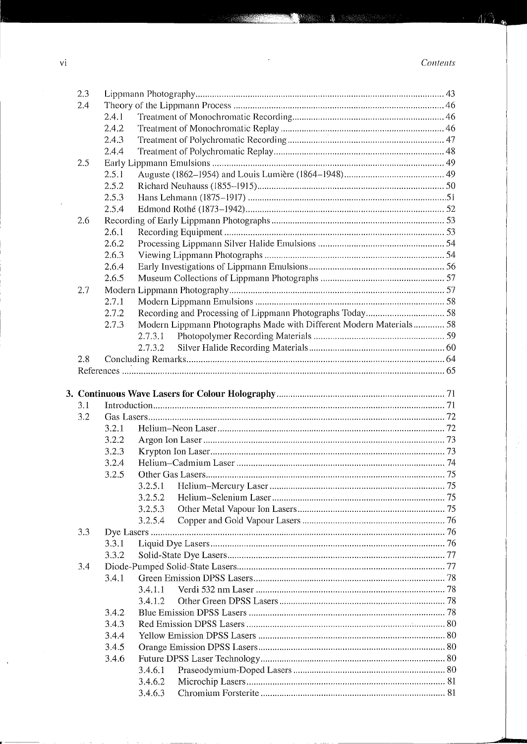2.3 Lippmann Photography ..... 43
2.4 Theory of the Lippmann Process ..... 46
  2.4.1 Treatment of Monochromatic Recording ..... 46
  2.4.2 Treatment of Monochromatic Replay ..... 46
  2.4.3 Treatment of Polychromatic Recording ..... 47
  2.4.4 Treatment of Polychromatic Replay ..... 48
2.5 Early Lippmann Emulsions ..... 49
  2.5.1 Auguste (1862–1954) and Louis Lumière (1864–1948) ..... 49
  2.5.2 Richard Neuhauss (1855–1915) ..... 50
  2.5.3 Hans Lehmann (1875–1917) ..... 51
  2.5.4 Edmond Rothé (1873–1942) ..... 52
2.6 Recording of Early Lippmann Photographs ..... 53
  2.6.1 Recording Equipment ..... 53
  2.6.2 Processing Lippmann Silver Halide Emulsions ..... 54
  2.6.3 Viewing Lippmann Photographs ..... 54
  2.6.4 Early Investigations of Lippmann Emulsions ..... 56
  2.6.5 Museum Collections of Lippmann Photographs ..... 57
2.7 Modern Lippmann Photography ..... 57
  2.7.1 Modern Lippmann Emulsions ..... 58
  2.7.2 Recording and Processing of Lippmann Photographs Today ..... 58
  2.7.3 Modern Lippmann Photographs Made with Different Modern Materials ..... 58
    2.7.3.1 Photopolymer Recording Materials ..... 59
    2.7.3.2 Silver Halide Recording Materials ..... 60
2.8 Concluding Remarks ..... 64
References ..... 65

**3. Continuous Wave Lasers for Colour Holography ..... 71**

3.1 Introduction ..... 71
3.2 Gas Lasers ..... 72
  3.2.1 Helium–Neon Laser ..... 72
  3.2.2 Argon Ion Laser ..... 73
  3.2.3 Krypton Ion Laser ..... 73
  3.2.4 Helium–Cadmium Laser ..... 74
  3.2.5 Other Gas Lasers ..... 75
    3.2.5.1 Helium–Mercury Laser ..... 75
    3.2.5.2 Helium–Selenium Laser ..... 75
    3.2.5.3 Other Metal Vapour Ion Lasers ..... 75
    3.2.5.4 Copper and Gold Vapour Lasers ..... 76
3.3 Dye Lasers ..... 76
  3.3.1 Liquid Dye Lasers ..... 76
  3.3.2 Solid-State Dye Lasers ..... 77
3.4 Diode-Pumped Solid-State Lasers ..... 77
  3.4.1 Green Emission DPSS Lasers ..... 78
    3.4.1.1 Verdi 532 nm Laser ..... 78
    3.4.1.2 Other Green DPSS Lasers ..... 78
  3.4.2 Blue Emission DPSS Lasers ..... 78
  3.4.3 Red Emission DPSS Lasers ..... 80
  3.4.4 Yellow Emission DPSS Lasers ..... 80
  3.4.5 Orange Emission DPSS Lasers ..... 80
  3.4.6 Future DPSS Laser Technology ..... 80
    3.4.6.1 Praseodymium-Doped Lasers ..... 80
    3.4.6.2 Microchip Lasers ..... 81
    3.4.6.3 Chromium Forsterite ..... 81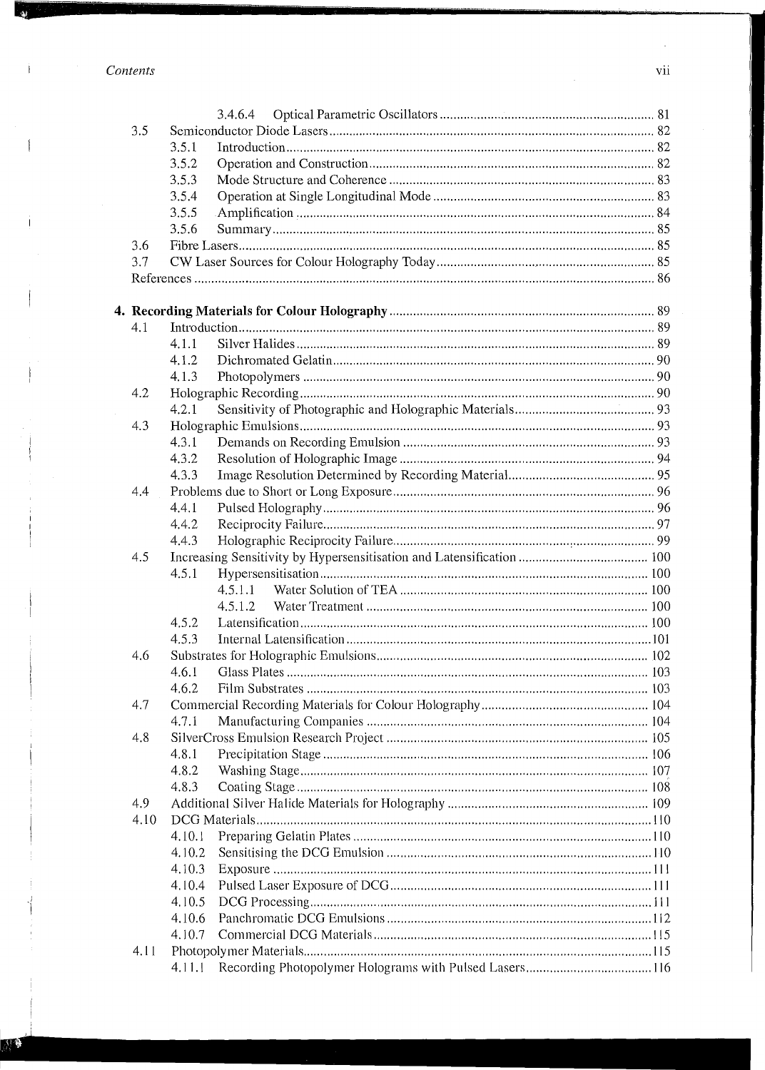3.4.6.4 Optical Parametric Oscillators ... 81

3.5 Semiconductor Diode Lasers ... 82

3.5.1 Introduction ... 82

3.5.2 Operation and Construction ... 82

3.5.3 Mode Structure and Coherence ... 83

3.5.4 Operation at Single Longitudinal Mode ... 83

3.5.5 Amplification ... 84

3.5.6 Summary ... 85

3.6 Fibre Lasers ... 85

3.7 CW Laser Sources for Colour Holography Today ... 85

References ... 86

**4. Recording Materials for Colour Holography** ... 89

4.1 Introduction ... 89

4.1.1 Silver Halides ... 89

4.1.2 Dichromated Gelatin ... 90

4.1.3 Photopolymers ... 90

4.2 Holographic Recording ... 90

4.2.1 Sensitivity of Photographic and Holographic Materials ... 93

4.3 Holographic Emulsions ... 93

4.3.1 Demands on Recording Emulsion ... 93

4.3.2 Resolution of Holographic Image ... 94

4.3.3 Image Resolution Determined by Recording Material ... 95

4.4 Problems due to Short or Long Exposure ... 96

4.4.1 Pulsed Holography ... 96

4.4.2 Reciprocity Failure ... 97

4.4.3 Holographic Reciprocity Failure ... 99

4.5 Increasing Sensitivity by Hypersensitisation and Latensification ... 100

4.5.1 Hypersensitisation ... 100

4.5.1.1 Water Solution of TEA ... 100

4.5.1.2 Water Treatment ... 100

4.5.2 Latensification ... 100

4.5.3 Internal Latensification ... 101

4.6 Substrates for Holographic Emulsions ... 102

4.6.1 Glass Plates ... 103

4.6.2 Film Substrates ... 103

4.7 Commercial Recording Materials for Colour Holography ... 104

4.7.1 Manufacturing Companies ... 104

4.8 SilverCross Emulsion Research Project ... 105

4.8.1 Precipitation Stage ... 106

4.8.2 Washing Stage ... 107

4.8.3 Coating Stage ... 108

4.9 Additional Silver Halide Materials for Holography ... 109

4.10 DCG Materials ... 110

4.10.1 Preparing Gelatin Plates ... 110

4.10.2 Sensitising the DCG Emulsion ... 110

4.10.3 Exposure ... 111

4.10.4 Pulsed Laser Exposure of DCG ... 111

4.10.5 DCG Processing ... 111

4.10.6 Panchromatic DCG Emulsions ... 112

4.10.7 Commercial DCG Materials ... 115

4.11 Photopolymer Materials ... 115

4.11.1 Recording Photopolymer Holograms with Pulsed Lasers ... 116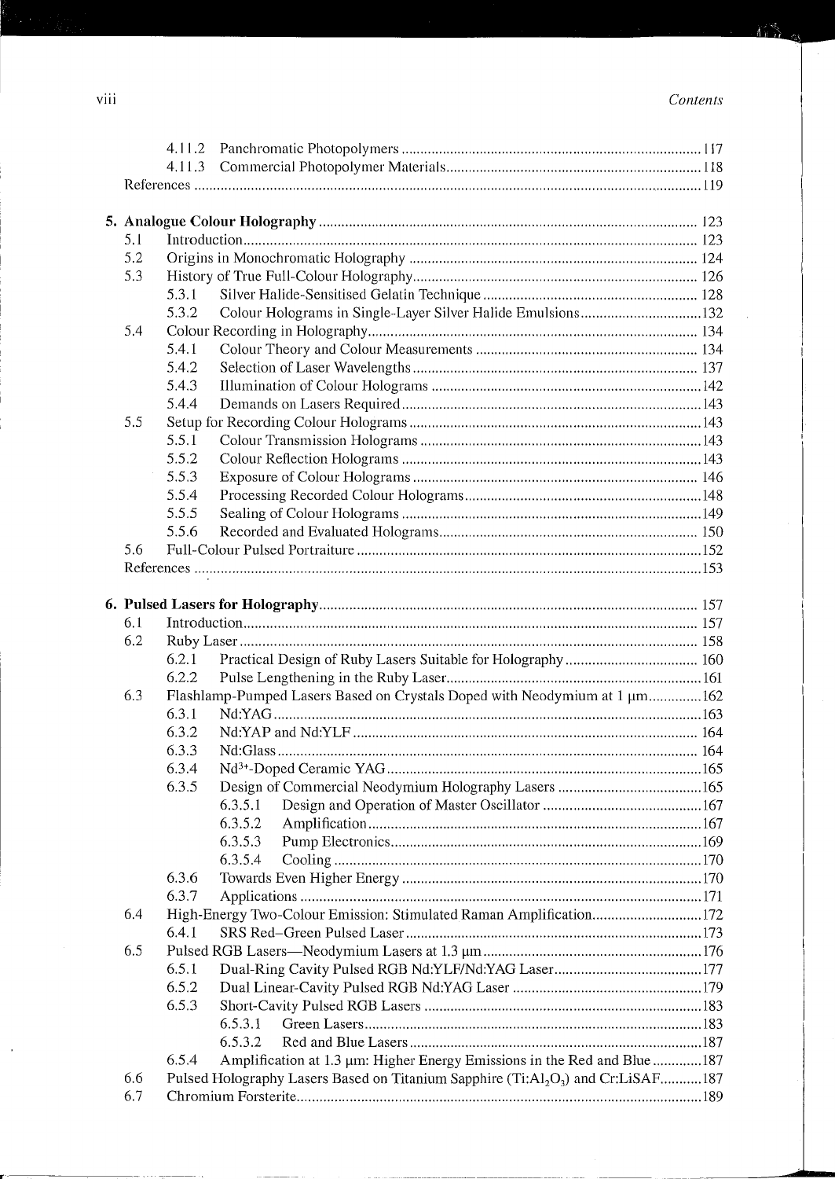- 4.11.2 Panchromatic Photopolymers ..... 117
- 4.11.3 Commercial Photopolymer Materials ..... 118

References ..... 119

**5. Analogue Colour Holography** ..... 123

- 5.1 Introduction ..... 123
- 5.2 Origins in Monochromatic Holography ..... 124
- 5.3 History of True Full-Colour Holography ..... 126
  - 5.3.1 Silver Halide-Sensitised Gelatin Technique ..... 128
  - 5.3.2 Colour Holograms in Single-Layer Silver Halide Emulsions ..... 132
- 5.4 Colour Recording in Holography ..... 134
  - 5.4.1 Colour Theory and Colour Measurements ..... 134
  - 5.4.2 Selection of Laser Wavelengths ..... 137
  - 5.4.3 Illumination of Colour Holograms ..... 142
  - 5.4.4 Demands on Lasers Required ..... 143
- 5.5 Setup for Recording Colour Holograms ..... 143
  - 5.5.1 Colour Transmission Holograms ..... 143
  - 5.5.2 Colour Reflection Holograms ..... 143
  - 5.5.3 Exposure of Colour Holograms ..... 146
  - 5.5.4 Processing Recorded Colour Holograms ..... 148
  - 5.5.5 Sealing of Colour Holograms ..... 149
  - 5.5.6 Recorded and Evaluated Holograms ..... 150
- 5.6 Full-Colour Pulsed Portraiture ..... 152

References ..... 153

**6. Pulsed Lasers for Holography** ..... 157

- 6.1 Introduction ..... 157
- 6.2 Ruby Laser ..... 158
  - 6.2.1 Practical Design of Ruby Lasers Suitable for Holography ..... 160
  - 6.2.2 Pulse Lengthening in the Ruby Laser ..... 161
- 6.3 Flashlamp-Pumped Lasers Based on Crystals Doped with Neodymium at 1 μm ..... 162
  - 6.3.1 Nd:YAG ..... 163
  - 6.3.2 Nd:YAP and Nd:YLF ..... 164
  - 6.3.3 Nd:Glass ..... 164
  - 6.3.4 $Nd^{3+}$-Doped Ceramic YAG ..... 165
  - 6.3.5 Design of Commercial Neodymium Holography Lasers ..... 165
    - 6.3.5.1 Design and Operation of Master Oscillator ..... 167
    - 6.3.5.2 Amplification ..... 167
    - 6.3.5.3 Pump Electronics ..... 169
    - 6.3.5.4 Cooling ..... 170
  - 6.3.6 Towards Even Higher Energy ..... 170
  - 6.3.7 Applications ..... 171
- 6.4 High-Energy Two-Colour Emission: Stimulated Raman Amplification ..... 172
  - 6.4.1 SRS Red–Green Pulsed Laser ..... 173
- 6.5 Pulsed RGB Lasers—Neodymium Lasers at 1.3 μm ..... 176
  - 6.5.1 Dual-Ring Cavity Pulsed RGB Nd:YLF/Nd:YAG Laser ..... 177
  - 6.5.2 Dual Linear-Cavity Pulsed RGB Nd:YAG Laser ..... 179
  - 6.5.3 Short-Cavity Pulsed RGB Lasers ..... 183
    - 6.5.3.1 Green Lasers ..... 183
    - 6.5.3.2 Red and Blue Lasers ..... 187
  - 6.5.4 Amplification at 1.3 μm: Higher Energy Emissions in the Red and Blue ..... 187
- 6.6 Pulsed Holography Lasers Based on Titanium Sapphire ($Ti:Al_2O_3$) and Cr:LiSAF ..... 187
- 6.7 Chromium Forsterite ..... 189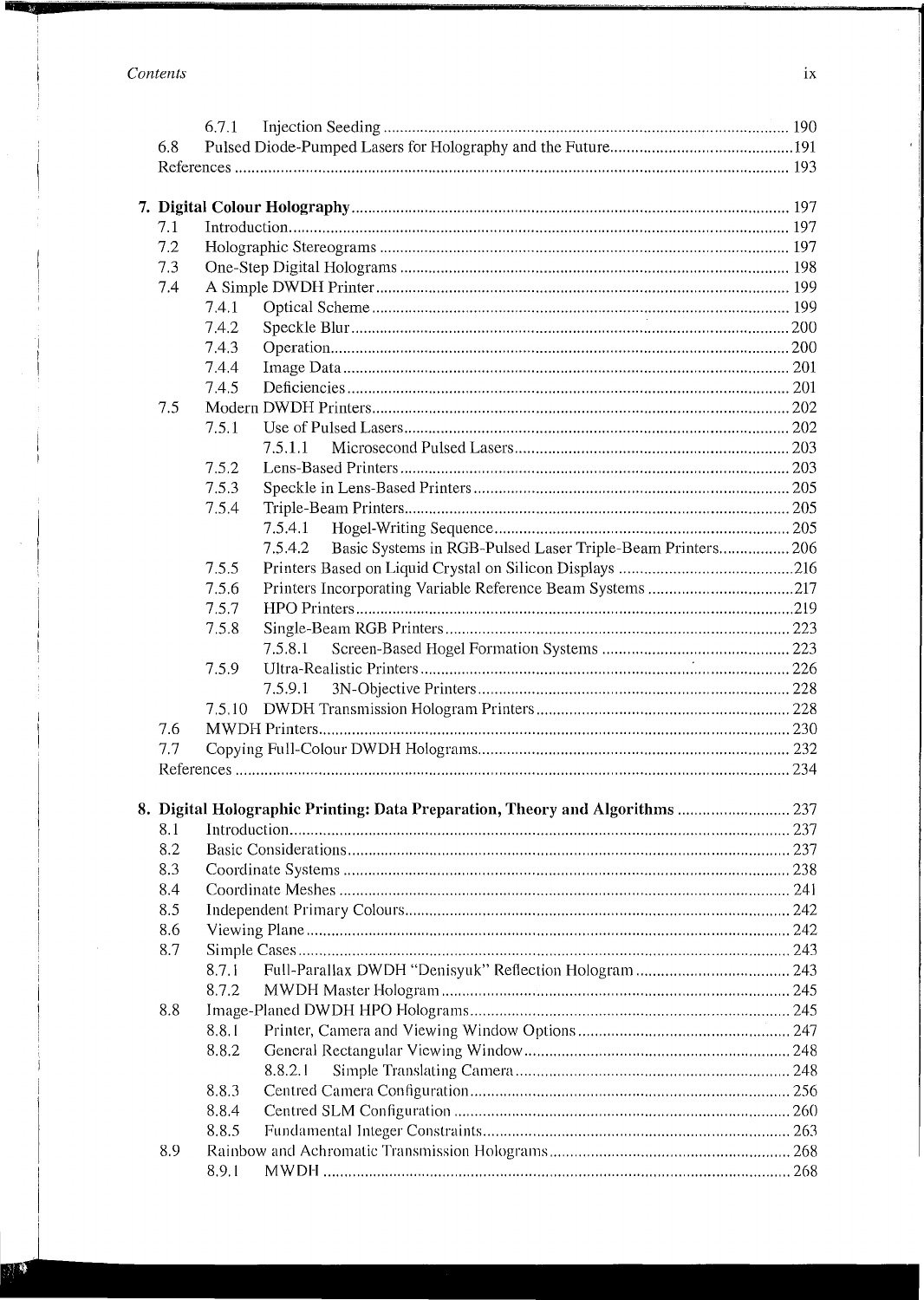6.7.1 Injection Seeding ... 190
6.8 Pulsed Diode-Pumped Lasers for Holography and the Future ... 191
References ... 193

**7. Digital Colour Holography** ... 197
7.1 Introduction ... 197
7.2 Holographic Stereograms ... 197
7.3 One-Step Digital Holograms ... 198
7.4 A Simple DWDH Printer ... 199
7.4.1 Optical Scheme ... 199
7.4.2 Speckle Blur ... 200
7.4.3 Operation ... 200
7.4.4 Image Data ... 201
7.4.5 Deficiencies ... 201
7.5 Modern DWDH Printers ... 202
7.5.1 Use of Pulsed Lasers ... 202
7.5.1.1 Microsecond Pulsed Lasers ... 203
7.5.2 Lens-Based Printers ... 203
7.5.3 Speckle in Lens-Based Printers ... 205
7.5.4 Triple-Beam Printers ... 205
7.5.4.1 Hogel-Writing Sequence ... 205
7.5.4.2 Basic Systems in RGB-Pulsed Laser Triple-Beam Printers ... 206
7.5.5 Printers Based on Liquid Crystal on Silicon Displays ... 216
7.5.6 Printers Incorporating Variable Reference Beam Systems ... 217
7.5.7 HPO Printers ... 219
7.5.8 Single-Beam RGB Printers ... 223
7.5.8.1 Screen-Based Hogel Formation Systems ... 223
7.5.9 Ultra-Realistic Printers ... 226
7.5.9.1 3N-Objective Printers ... 228
7.5.10 DWDH Transmission Hologram Printers ... 228
7.6 MWDH Printers ... 230
7.7 Copying Full-Colour DWDH Holograms ... 232
References ... 234

**8. Digital Holographic Printing: Data Preparation, Theory and Algorithms** ... 237
8.1 Introduction ... 237
8.2 Basic Considerations ... 237
8.3 Coordinate Systems ... 238
8.4 Coordinate Meshes ... 241
8.5 Independent Primary Colours ... 242
8.6 Viewing Plane ... 242
8.7 Simple Cases ... 243
8.7.1 Full-Parallax DWDH "Denisyuk" Reflection Hologram ... 243
8.7.2 MWDH Master Hologram ... 245
8.8 Image-Planed DWDH HPO Holograms ... 245
8.8.1 Printer, Camera and Viewing Window Options ... 247
8.8.2 General Rectangular Viewing Window ... 248
8.8.2.1 Simple Translating Camera ... 248
8.8.3 Centred Camera Configuration ... 256
8.8.4 Centred SLM Configuration ... 260
8.8.5 Fundamental Integer Constraints ... 263
8.9 Rainbow and Achromatic Transmission Holograms ... 268
8.9.1 MWDH ... 268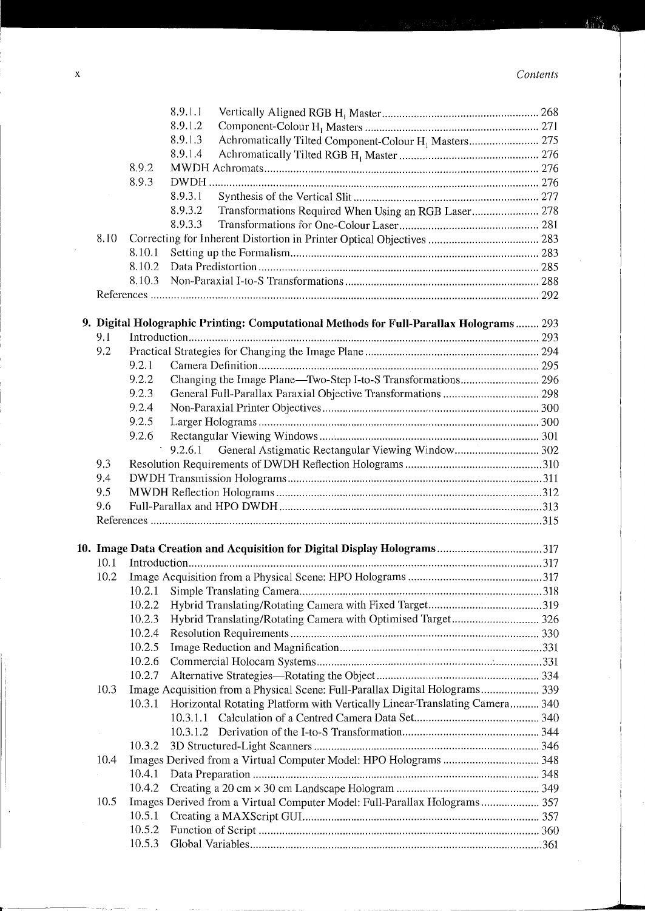8.9.1.1 Vertically Aligned RGB $H_1$ Master ..... 268

8.9.1.2 Component-Colour $H_1$ Masters ..... 271

8.9.1.3 Achromatically Tilted Component-Colour $H_1$ Masters ..... 275

8.9.1.4 Achromatically Tilted RGB $H_1$ Master ..... 276

8.9.2 MWDH Achromats ..... 276

8.9.3 DWDH ..... 276

8.9.3.1 Synthesis of the Vertical Slit ..... 277

8.9.3.2 Transformations Required When Using an RGB Laser ..... 278

8.9.3.3 Transformations for One-Colour Laser ..... 281

8.10 Correcting for Inherent Distortion in Printer Optical Objectives ..... 283

8.10.1 Setting up the Formalism ..... 283

8.10.2 Data Predistortion ..... 285

8.10.3 Non-Paraxial I-to-S Transformations ..... 288

References ..... 292

**9. Digital Holographic Printing: Computational Methods for Full-Parallax Holograms ..... 293**

9.1 Introduction ..... 293

9.2 Practical Strategies for Changing the Image Plane ..... 294

9.2.1 Camera Definition ..... 295

9.2.2 Changing the Image Plane—Two-Step I-to-S Transformations ..... 296

9.2.3 General Full-Parallax Paraxial Objective Transformations ..... 298

9.2.4 Non-Paraxial Printer Objectives ..... 300

9.2.5 Larger Holograms ..... 300

9.2.6 Rectangular Viewing Windows ..... 301

9.2.6.1 General Astigmatic Rectangular Viewing Window ..... 302

9.3 Resolution Requirements of DWDH Reflection Holograms ..... 310

9.4 DWDH Transmission Holograms ..... 311

9.5 MWDH Reflection Holograms ..... 312

9.6 Full-Parallax and HPO DWDH ..... 313

References ..... 315

**10. Image Data Creation and Acquisition for Digital Display Holograms ..... 317**

10.1 Introduction ..... 317

10.2 Image Acquisition from a Physical Scene: HPO Holograms ..... 317

10.2.1 Simple Translating Camera ..... 318

10.2.2 Hybrid Translating/Rotating Camera with Fixed Target ..... 319

10.2.3 Hybrid Translating/Rotating Camera with Optimised Target ..... 326

10.2.4 Resolution Requirements ..... 330

10.2.5 Image Reduction and Magnification ..... 331

10.2.6 Commercial Holocam Systems ..... 331

10.2.7 Alternative Strategies—Rotating the Object ..... 334

10.3 Image Acquisition from a Physical Scene: Full-Parallax Digital Holograms ..... 339

10.3.1 Horizontal Rotating Platform with Vertically Linear-Translating Camera ..... 340

10.3.1.1 Calculation of a Centred Camera Data Set ..... 340

10.3.1.2 Derivation of the I-to-S Transformation ..... 344

10.3.2 3D Structured-Light Scanners ..... 346

10.4 Images Derived from a Virtual Computer Model: HPO Holograms ..... 348

10.4.1 Data Preparation ..... 348

10.4.2 Creating a 20 cm × 30 cm Landscape Hologram ..... 349

10.5 Images Derived from a Virtual Computer Model: Full-Parallax Holograms ..... 357

10.5.1 Creating a MAXScript GUI ..... 357

10.5.2 Function of Script ..... 360

10.5.3 Global Variables ..... 361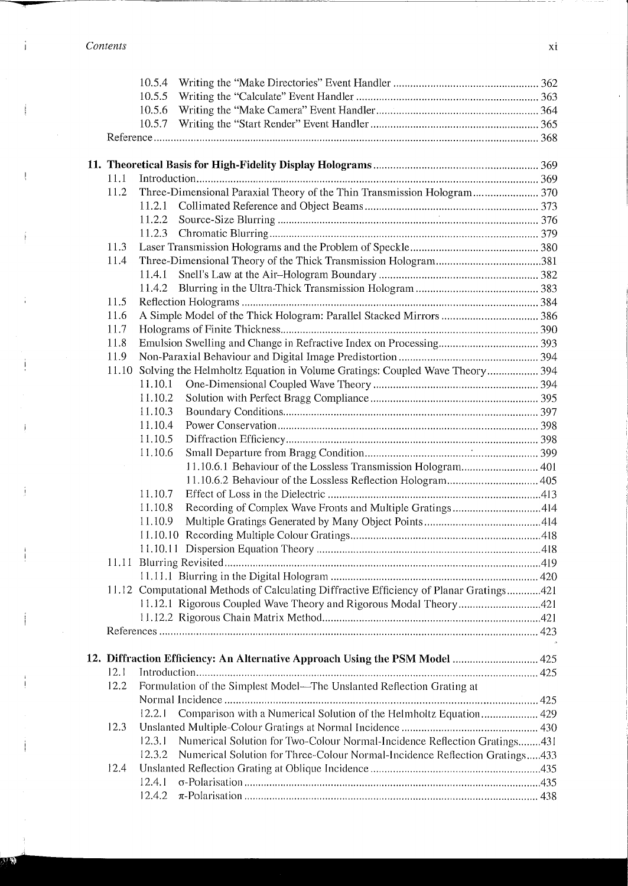| | | | |
|---|---|---|---|
| | 10.5.4 | Writing the "Make Directories" Event Handler | 362 |
| | 10.5.5 | Writing the "Calculate" Event Handler | 363 |
| | 10.5.6 | Writing the "Make Camera" Event Handler | 364 |
| | 10.5.7 | Writing the "Start Render" Event Handler | 365 |
| Reference | | | 368 |

**11. Theoretical Basis for High-Fidelity Display Holograms** ... 369

| | | | |
|---|---|---|---|
| 11.1 | Introduction | | 369 |
| 11.2 | Three-Dimensional Paraxial Theory of the Thin Transmission Hologram | | 370 |
| | 11.2.1 | Collimated Reference and Object Beams | 373 |
| | 11.2.2 | Source-Size Blurring | 376 |
| | 11.2.3 | Chromatic Blurring | 379 |
| 11.3 | Laser Transmission Holograms and the Problem of Speckle | | 380 |
| 11.4 | Three-Dimensional Theory of the Thick Transmission Hologram | | 381 |
| | 11.4.1 | Snell's Law at the Air–Hologram Boundary | 382 |
| | 11.4.2 | Blurring in the Ultra-Thick Transmission Hologram | 383 |
| 11.5 | Reflection Holograms | | 384 |
| 11.6 | A Simple Model of the Thick Hologram: Parallel Stacked Mirrors | | 386 |
| 11.7 | Holograms of Finite Thickness | | 390 |
| 11.8 | Emulsion Swelling and Change in Refractive Index on Processing | | 393 |
| 11.9 | Non-Paraxial Behaviour and Digital Image Predistortion | | 394 |
| 11.10 | Solving the Helmholtz Equation in Volume Gratings: Coupled Wave Theory | | 394 |
| | 11.10.1 | One-Dimensional Coupled Wave Theory | 394 |
| | 11.10.2 | Solution with Perfect Bragg Compliance | 395 |
| | 11.10.3 | Boundary Conditions | 397 |
| | 11.10.4 | Power Conservation | 398 |
| | 11.10.5 | Diffraction Efficiency | 398 |
| | 11.10.6 | Small Departure from Bragg Condition | 399 |
| | | 11.10.6.1 Behaviour of the Lossless Transmission Hologram | 401 |
| | | 11.10.6.2 Behaviour of the Lossless Reflection Hologram | 405 |
| | 11.10.7 | Effect of Loss in the Dielectric | 413 |
| | 11.10.8 | Recording of Complex Wave Fronts and Multiple Gratings | 414 |
| | 11.10.9 | Multiple Gratings Generated by Many Object Points | 414 |
| | 11.10.10 | Recording Multiple Colour Gratings | 418 |
| | 11.10.11 | Dispersion Equation Theory | 418 |
| 11.11 | Blurring Revisited | | 419 |
| | 11.11.1 | Blurring in the Digital Hologram | 420 |
| 11.12 | Computational Methods of Calculating Diffractive Efficiency of Planar Gratings | | 421 |
| | 11.12.1 | Rigorous Coupled Wave Theory and Rigorous Modal Theory | 421 |
| | 11.12.2 | Rigorous Chain Matrix Method | 421 |
| References | | | 423 |

**12. Diffraction Efficiency: An Alternative Approach Using the PSM Model** ... 425

| | | | |
|---|---|---|---|
| 12.1 | Introduction | | 425 |
| 12.2 | Formulation of the Simplest Model—The Unslanted Reflection Grating at Normal Incidence | | 425 |
| | 12.2.1 | Comparison with a Numerical Solution of the Helmholtz Equation | 429 |
| 12.3 | Unslanted Multiple-Colour Gratings at Normal Incidence | | 430 |
| | 12.3.1 | Numerical Solution for Two-Colour Normal-Incidence Reflection Gratings | 431 |
| | 12.3.2 | Numerical Solution for Three-Colour Normal-Incidence Reflection Gratings | 433 |
| 12.4 | Unslanted Reflection Grating at Oblique Incidence | | 435 |
| | 12.4.1 | $\sigma$-Polarisation | 435 |
| | 12.4.2 | $\pi$-Polarisation | 438 |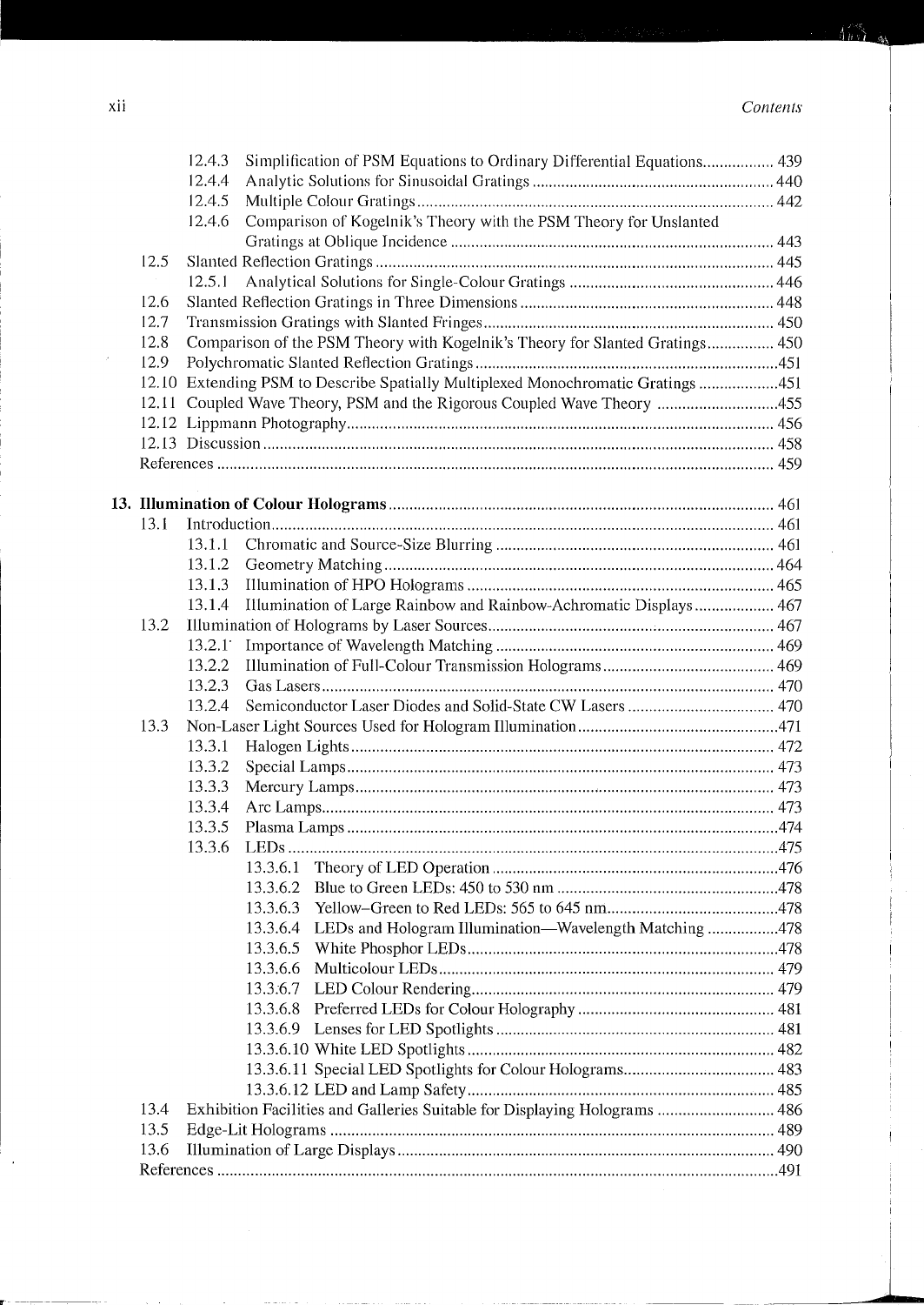12.4.3 Simplification of PSM Equations to Ordinary Differential Equations ................ 439
12.4.4 Analytic Solutions for Sinusoidal Gratings ................ 440
12.4.5 Multiple Colour Gratings ................ 442
12.4.6 Comparison of Kogelnik's Theory with the PSM Theory for Unslanted Gratings at Oblique Incidence ................ 443
12.5 Slanted Reflection Gratings ................ 445
12.5.1 Analytical Solutions for Single-Colour Gratings ................ 446
12.6 Slanted Reflection Gratings in Three Dimensions ................ 448
12.7 Transmission Gratings with Slanted Fringes ................ 450
12.8 Comparison of the PSM Theory with Kogelnik's Theory for Slanted Gratings ................ 450
12.9 Polychromatic Slanted Reflection Gratings ................ 451
12.10 Extending PSM to Describe Spatially Multiplexed Monochromatic Gratings ................ 451
12.11 Coupled Wave Theory, PSM and the Rigorous Coupled Wave Theory ................ 455
12.12 Lippmann Photography ................ 456
12.13 Discussion ................ 458
References ................ 459

**13. Illumination of Colour Holograms** ................ 461
13.1 Introduction ................ 461
13.1.1 Chromatic and Source-Size Blurring ................ 461
13.1.2 Geometry Matching ................ 464
13.1.3 Illumination of HPO Holograms ................ 465
13.1.4 Illumination of Large Rainbow and Rainbow-Achromatic Displays ................ 467
13.2 Illumination of Holograms by Laser Sources ................ 467
13.2.1 Importance of Wavelength Matching ................ 469
13.2.2 Illumination of Full-Colour Transmission Holograms ................ 469
13.2.3 Gas Lasers ................ 470
13.2.4 Semiconductor Laser Diodes and Solid-State CW Lasers ................ 470
13.3 Non-Laser Light Sources Used for Hologram Illumination ................ 471
13.3.1 Halogen Lights ................ 472
13.3.2 Special Lamps ................ 473
13.3.3 Mercury Lamps ................ 473
13.3.4 Arc Lamps ................ 473
13.3.5 Plasma Lamps ................ 474
13.3.6 LEDs ................ 475
13.3.6.1 Theory of LED Operation ................ 476
13.3.6.2 Blue to Green LEDs: 450 to 530 nm ................ 478
13.3.6.3 Yellow–Green to Red LEDs: 565 to 645 nm ................ 478
13.3.6.4 LEDs and Hologram Illumination—Wavelength Matching ................ 478
13.3.6.5 White Phosphor LEDs ................ 478
13.3.6.6 Multicolour LEDs ................ 479
13.3.6.7 LED Colour Rendering ................ 479
13.3.6.8 Preferred LEDs for Colour Holography ................ 481
13.3.6.9 Lenses for LED Spotlights ................ 481
13.3.6.10 White LED Spotlights ................ 482
13.3.6.11 Special LED Spotlights for Colour Holograms ................ 483
13.3.6.12 LED and Lamp Safety ................ 485
13.4 Exhibition Facilities and Galleries Suitable for Displaying Holograms ................ 486
13.5 Edge-Lit Holograms ................ 489
13.6 Illumination of Large Displays ................ 490
References ................ 491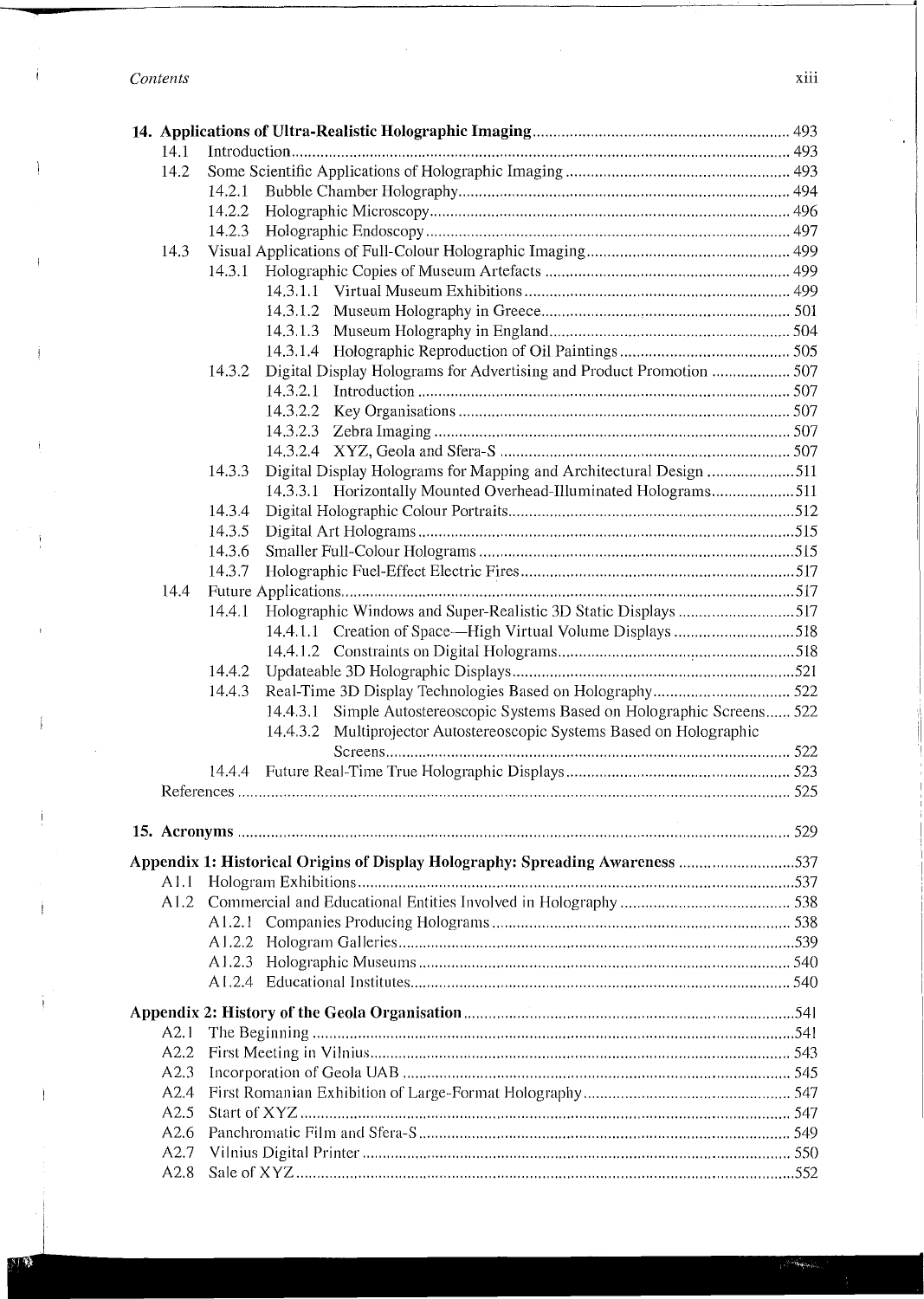**14. Applications of Ultra-Realistic Holographic Imaging** ............ 493

- 14.1 Introduction ............ 493
- 14.2 Some Scientific Applications of Holographic Imaging ............ 493
  - 14.2.1 Bubble Chamber Holography ............ 494
  - 14.2.2 Holographic Microscopy ............ 496
  - 14.2.3 Holographic Endoscopy ............ 497
- 14.3 Visual Applications of Full-Colour Holographic Imaging ............ 499
  - 14.3.1 Holographic Copies of Museum Artefacts ............ 499
    - 14.3.1.1 Virtual Museum Exhibitions ............ 499
    - 14.3.1.2 Museum Holography in Greece ............ 501
    - 14.3.1.3 Museum Holography in England ............ 504
    - 14.3.1.4 Holographic Reproduction of Oil Paintings ............ 505
  - 14.3.2 Digital Display Holograms for Advertising and Product Promotion ............ 507
    - 14.3.2.1 Introduction ............ 507
    - 14.3.2.2 Key Organisations ............ 507
    - 14.3.2.3 Zebra Imaging ............ 507
    - 14.3.2.4 XYZ, Geola and Sfera-S ............ 507
  - 14.3.3 Digital Display Holograms for Mapping and Architectural Design ............ 511
    - 14.3.3.1 Horizontally Mounted Overhead-Illuminated Holograms ............ 511
  - 14.3.4 Digital Holographic Colour Portraits ............ 512
  - 14.3.5 Digital Art Holograms ............ 515
  - 14.3.6 Smaller Full-Colour Holograms ............ 515
  - 14.3.7 Holographic Fuel-Effect Electric Fires ............ 517
- 14.4 Future Applications ............ 517
  - 14.4.1 Holographic Windows and Super-Realistic 3D Static Displays ............ 517
    - 14.4.1.1 Creation of Space—High Virtual Volume Displays ............ 518
    - 14.4.1.2 Constraints on Digital Holograms ............ 518
  - 14.4.2 Updateable 3D Holographic Displays ............ 521
  - 14.4.3 Real-Time 3D Display Technologies Based on Holography ............ 522
    - 14.4.3.1 Simple Autostereoscopic Systems Based on Holographic Screens ............ 522
    - 14.4.3.2 Multiprojector Autostereoscopic Systems Based on Holographic Screens ............ 522
  - 14.4.4 Future Real-Time True Holographic Displays ............ 523
- References ............ 525

**15. Acronyms** ............ 529

**Appendix 1: Historical Origins of Display Holography: Spreading Awareness** ............ 537

- A1.1 Hologram Exhibitions ............ 537
- A1.2 Commercial and Educational Entities Involved in Holography ............ 538
  - A1.2.1 Companies Producing Holograms ............ 538
  - A1.2.2 Hologram Galleries ............ 539
  - A1.2.3 Holographic Museums ............ 540
  - A1.2.4 Educational Institutes ............ 540

**Appendix 2: History of the Geola Organisation** ............ 541

- A2.1 The Beginning ............ 541
- A2.2 First Meeting in Vilnius ............ 543
- A2.3 Incorporation of Geola UAB ............ 545
- A2.4 First Romanian Exhibition of Large-Format Holography ............ 547
- A2.5 Start of XYZ ............ 547
- A2.6 Panchromatic Film and Sfera-S ............ 549
- A2.7 Vilnius Digital Printer ............ 550
- A2.8 Sale of XYZ ............ 552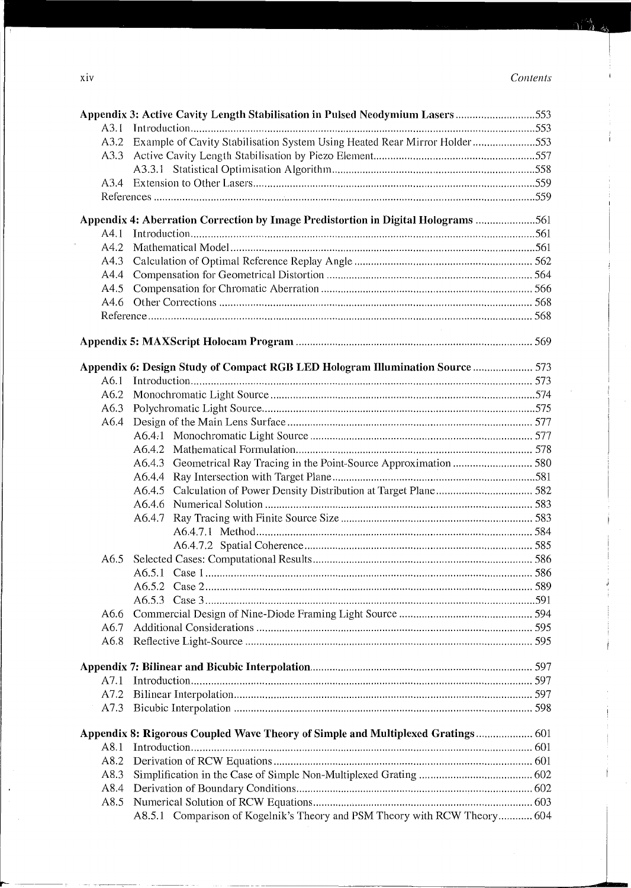**Appendix 3: Active Cavity Length Stabilisation in Pulsed Neodymium Lasers** ....553

- A3.1 Introduction ....553
- A3.2 Example of Cavity Stabilisation System Using Heated Rear Mirror Holder ....553
- A3.3 Active Cavity Length Stabilisation by Piezo Element ....557
  - A3.3.1 Statistical Optimisation Algorithm ....558
- A3.4 Extension to Other Lasers ....559
- References ....559

**Appendix 4: Aberration Correction by Image Predistortion in Digital Holograms** ....561

- A4.1 Introduction ....561
- A4.2 Mathematical Model ....561
- A4.3 Calculation of Optimal Reference Replay Angle ....562
- A4.4 Compensation for Geometrical Distortion ....564
- A4.5 Compensation for Chromatic Aberration ....566
- A4.6 Other Corrections ....568
- Reference ....568

**Appendix 5: MAXScript Holocam Program** ....569

**Appendix 6: Design Study of Compact RGB LED Hologram Illumination Source** ....573

- A6.1 Introduction ....573
- A6.2 Monochromatic Light Source ....574
- A6.3 Polychromatic Light Source ....575
- A6.4 Design of the Main Lens Surface ....577
  - A6.4.1 Monochromatic Light Source ....577
  - A6.4.2 Mathematical Formulation ....578
  - A6.4.3 Geometrical Ray Tracing in the Point-Source Approximation ....580
  - A6.4.4 Ray Intersection with Target Plane ....581
  - A6.4.5 Calculation of Power Density Distribution at Target Plane ....582
  - A6.4.6 Numerical Solution ....583
  - A6.4.7 Ray Tracing with Finite Source Size ....583
    - A6.4.7.1 Method ....584
    - A6.4.7.2 Spatial Coherence ....585
- A6.5 Selected Cases: Computational Results ....586
  - A6.5.1 Case 1 ....586
  - A6.5.2 Case 2 ....589
  - A6.5.3 Case 3 ....591
- A6.6 Commercial Design of Nine-Diode Framing Light Source ....594
- A6.7 Additional Considerations ....595
- A6.8 Reflective Light-Source ....595

**Appendix 7: Bilinear and Bicubic Interpolation** ....597

- A7.1 Introduction ....597
- A7.2 Bilinear Interpolation ....597
- A7.3 Bicubic Interpolation ....598

**Appendix 8: Rigorous Coupled Wave Theory of Simple and Multiplexed Gratings** ....601

- A8.1 Introduction ....601
- A8.2 Derivation of RCW Equations ....601
- A8.3 Simplification in the Case of Simple Non-Multiplexed Grating ....602
- A8.4 Derivation of Boundary Conditions ....602
- A8.5 Numerical Solution of RCW Equations ....603
  - A8.5.1 Comparison of Kogelnik's Theory and PSM Theory with RCW Theory ....604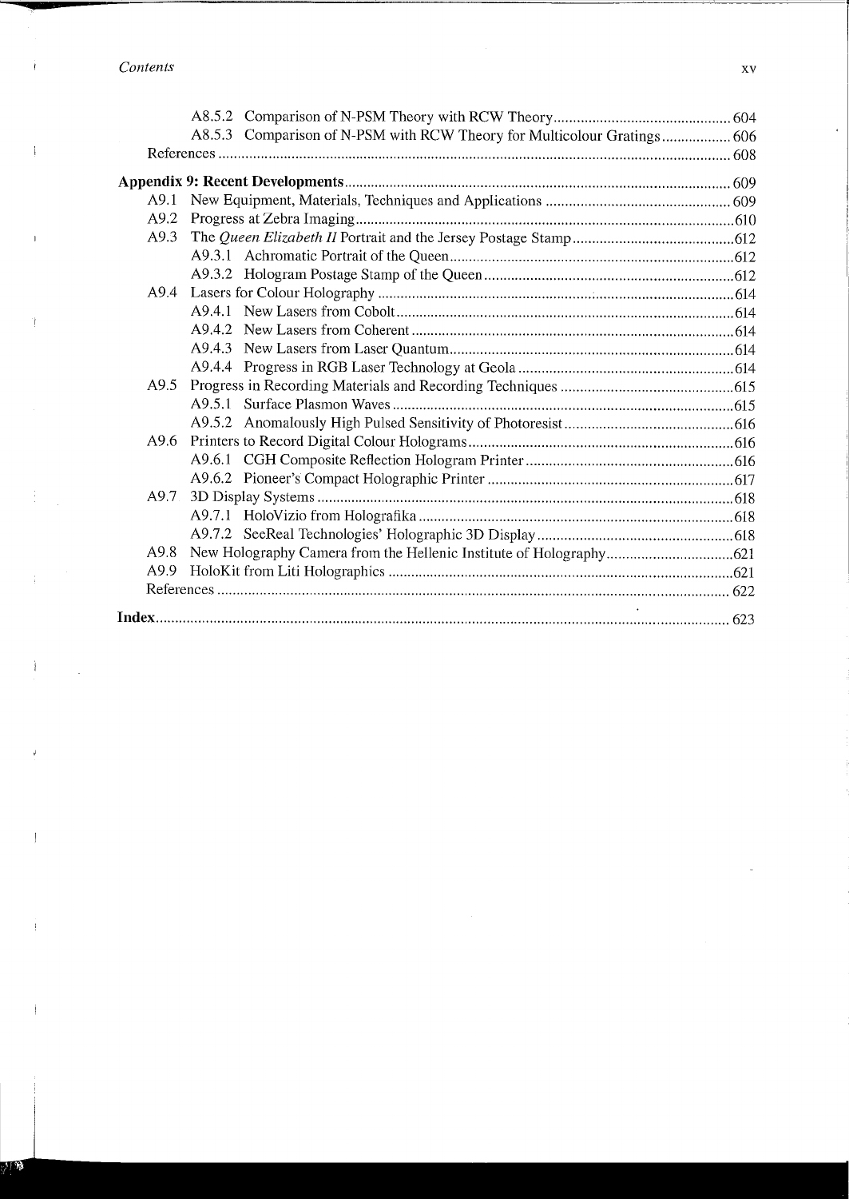A8.5.2 Comparison of N-PSM Theory with RCW Theory .......... 604
A8.5.3 Comparison of N-PSM with RCW Theory for Multicolour Gratings .......... 606
References .......... 608

**Appendix 9: Recent Developments** .......... 609

A9.1 New Equipment, Materials, Techniques and Applications .......... 609
A9.2 Progress at Zebra Imaging .......... 610
A9.3 The *Queen Elizabeth II* Portrait and the Jersey Postage Stamp .......... 612
A9.3.1 Achromatic Portrait of the Queen .......... 612
A9.3.2 Hologram Postage Stamp of the Queen .......... 612
A9.4 Lasers for Colour Holography .......... 614
A9.4.1 New Lasers from Cobolt .......... 614
A9.4.2 New Lasers from Coherent .......... 614
A9.4.3 New Lasers from Laser Quantum .......... 614
A9.4.4 Progress in RGB Laser Technology at Geola .......... 614
A9.5 Progress in Recording Materials and Recording Techniques .......... 615
A9.5.1 Surface Plasmon Waves .......... 615
A9.5.2 Anomalously High Pulsed Sensitivity of Photoresist .......... 616
A9.6 Printers to Record Digital Colour Holograms .......... 616
A9.6.1 CGH Composite Reflection Hologram Printer .......... 616
A9.6.2 Pioneer's Compact Holographic Printer .......... 617
A9.7 3D Display Systems .......... 618
A9.7.1 HoloVizio from Holografika .......... 618
A9.7.2 SeeReal Technologies' Holographic 3D Display .......... 618
A9.8 New Holography Camera from the Hellenic Institute of Holography .......... 621
A9.9 HoloKit from Liti Holographics .......... 621
References .......... 622

**Index** .......... 623